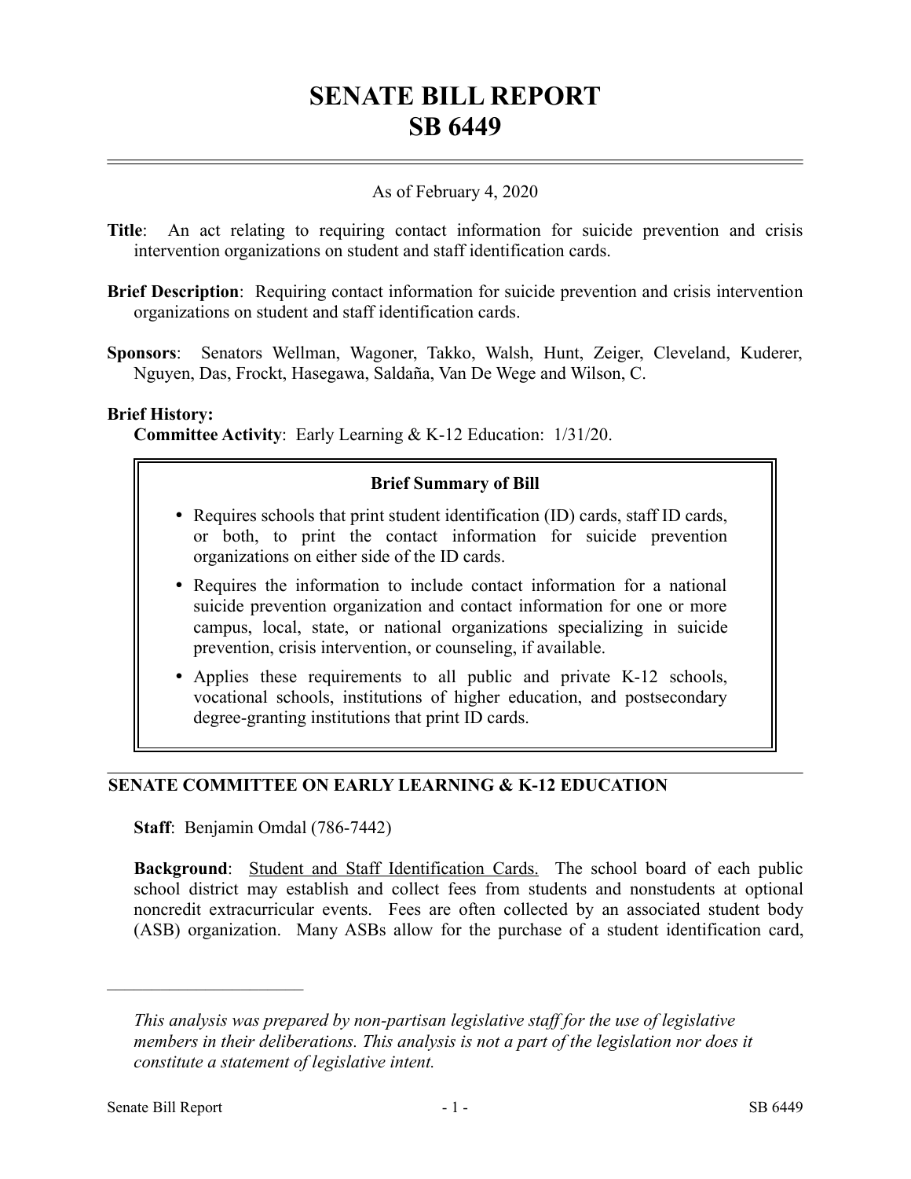# SENATE BILL REPORT
# SB 6449

As of February 4, 2020

**Title**: An act relating to requiring contact information for suicide prevention and crisis intervention organizations on student and staff identification cards.

**Brief Description**: Requiring contact information for suicide prevention and crisis intervention organizations on student and staff identification cards.

**Sponsors**: Senators Wellman, Wagoner, Takko, Walsh, Hunt, Zeiger, Cleveland, Kuderer, Nguyen, Das, Frockt, Hasegawa, Saldaña, Van De Wege and Wilson, C.

**Brief History:**
**Committee Activity**: Early Learning & K-12 Education: 1/31/20.

**Brief Summary of Bill**

- Requires schools that print student identification (ID) cards, staff ID cards, or both, to print the contact information for suicide prevention organizations on either side of the ID cards.
- Requires the information to include contact information for a national suicide prevention organization and contact information for one or more campus, local, state, or national organizations specializing in suicide prevention, crisis intervention, or counseling, if available.
- Applies these requirements to all public and private K-12 schools, vocational schools, institutions of higher education, and postsecondary degree-granting institutions that print ID cards.

## SENATE COMMITTEE ON EARLY LEARNING & K-12 EDUCATION

**Staff**: Benjamin Omdal (786-7442)

**Background**: Student and Staff Identification Cards. The school board of each public school district may establish and collect fees from students and nonstudents at optional noncredit extracurricular events. Fees are often collected by an associated student body (ASB) organization. Many ASBs allow for the purchase of a student identification card,

---

*This analysis was prepared by non-partisan legislative staff for the use of legislative members in their deliberations. This analysis is not a part of the legislation nor does it constitute a statement of legislative intent.*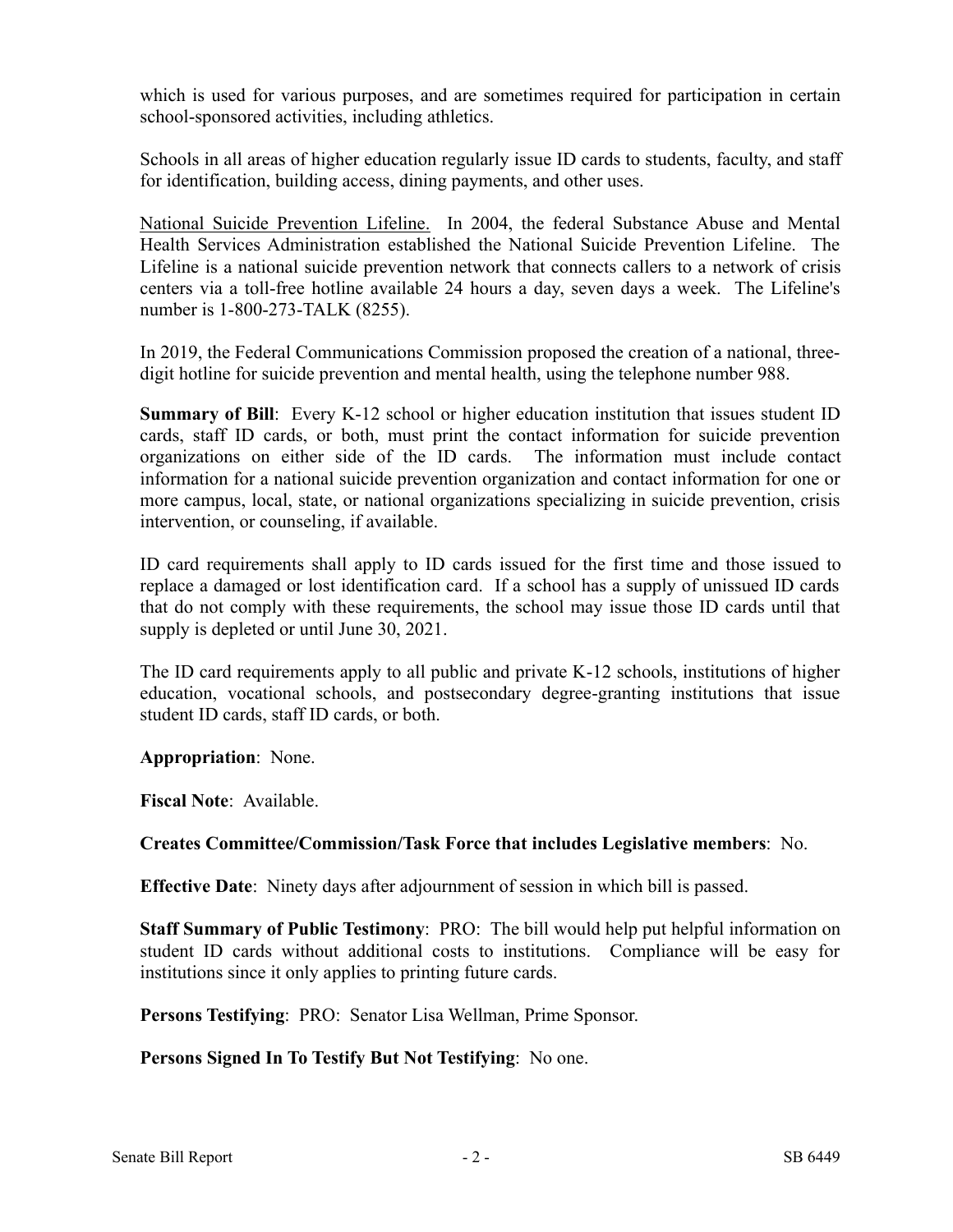which is used for various purposes, and are sometimes required for participation in certain school-sponsored activities, including athletics.

Schools in all areas of higher education regularly issue ID cards to students, faculty, and staff for identification, building access, dining payments, and other uses.

National Suicide Prevention Lifeline. In 2004, the federal Substance Abuse and Mental Health Services Administration established the National Suicide Prevention Lifeline. The Lifeline is a national suicide prevention network that connects callers to a network of crisis centers via a toll-free hotline available 24 hours a day, seven days a week. The Lifeline's number is 1-800-273-TALK (8255).

In 2019, the Federal Communications Commission proposed the creation of a national, three-digit hotline for suicide prevention and mental health, using the telephone number 988.

**Summary of Bill**: Every K-12 school or higher education institution that issues student ID cards, staff ID cards, or both, must print the contact information for suicide prevention organizations on either side of the ID cards. The information must include contact information for a national suicide prevention organization and contact information for one or more campus, local, state, or national organizations specializing in suicide prevention, crisis intervention, or counseling, if available.

ID card requirements shall apply to ID cards issued for the first time and those issued to replace a damaged or lost identification card. If a school has a supply of unissued ID cards that do not comply with these requirements, the school may issue those ID cards until that supply is depleted or until June 30, 2021.

The ID card requirements apply to all public and private K-12 schools, institutions of higher education, vocational schools, and postsecondary degree-granting institutions that issue student ID cards, staff ID cards, or both.

**Appropriation**: None.

**Fiscal Note**: Available.

**Creates Committee/Commission/Task Force that includes Legislative members**: No.

**Effective Date**: Ninety days after adjournment of session in which bill is passed.

**Staff Summary of Public Testimony**: PRO: The bill would help put helpful information on student ID cards without additional costs to institutions. Compliance will be easy for institutions since it only applies to printing future cards.

**Persons Testifying**: PRO: Senator Lisa Wellman, Prime Sponsor.

**Persons Signed In To Testify But Not Testifying**: No one.